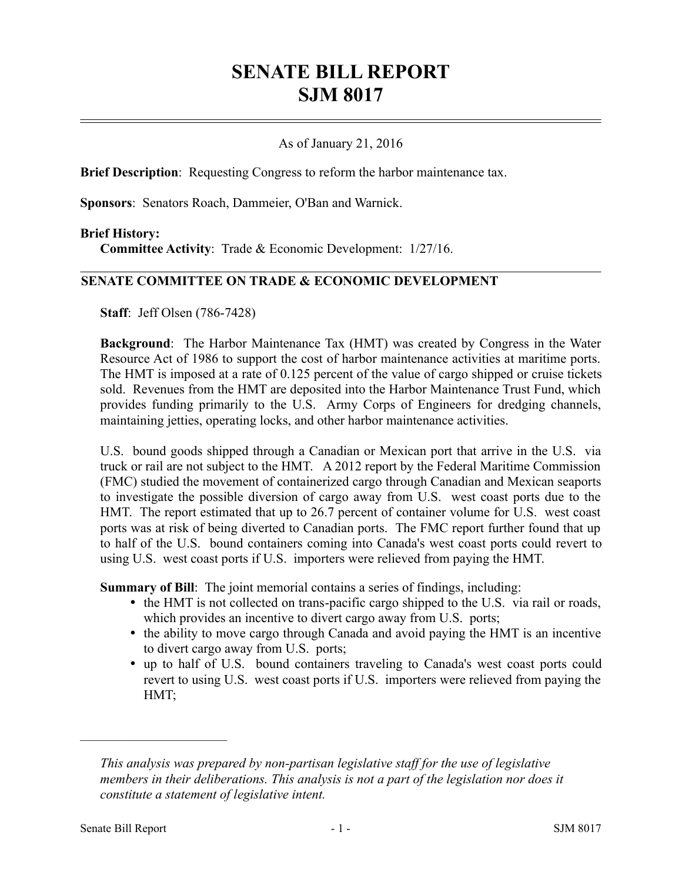# SENATE BILL REPORT
# SJM 8017

As of January 21, 2016

**Brief Description**: Requesting Congress to reform the harbor maintenance tax.

**Sponsors**: Senators Roach, Dammeier, O'Ban and Warnick.

**Brief History:**

**Committee Activity**: Trade & Economic Development: 1/27/16.

## SENATE COMMITTEE ON TRADE & ECONOMIC DEVELOPMENT

**Staff**: Jeff Olsen (786-7428)

**Background**: The Harbor Maintenance Tax (HMT) was created by Congress in the Water Resource Act of 1986 to support the cost of harbor maintenance activities at maritime ports. The HMT is imposed at a rate of 0.125 percent of the value of cargo shipped or cruise tickets sold. Revenues from the HMT are deposited into the Harbor Maintenance Trust Fund, which provides funding primarily to the U.S. Army Corps of Engineers for dredging channels, maintaining jetties, operating locks, and other harbor maintenance activities.

U.S. bound goods shipped through a Canadian or Mexican port that arrive in the U.S. via truck or rail are not subject to the HMT. A 2012 report by the Federal Maritime Commission (FMC) studied the movement of containerized cargo through Canadian and Mexican seaports to investigate the possible diversion of cargo away from U.S. west coast ports due to the HMT. The report estimated that up to 26.7 percent of container volume for U.S. west coast ports was at risk of being diverted to Canadian ports. The FMC report further found that up to half of the U.S. bound containers coming into Canada's west coast ports could revert to using U.S. west coast ports if U.S. importers were relieved from paying the HMT.

**Summary of Bill**: The joint memorial contains a series of findings, including:

- the HMT is not collected on trans-pacific cargo shipped to the U.S. via rail or roads, which provides an incentive to divert cargo away from U.S. ports;
- the ability to move cargo through Canada and avoid paying the HMT is an incentive to divert cargo away from U.S. ports;
- up to half of U.S. bound containers traveling to Canada's west coast ports could revert to using U.S. west coast ports if U.S. importers were relieved from paying the HMT;

---

*This analysis was prepared by non-partisan legislative staff for the use of legislative members in their deliberations. This analysis is not a part of the legislation nor does it constitute a statement of legislative intent.*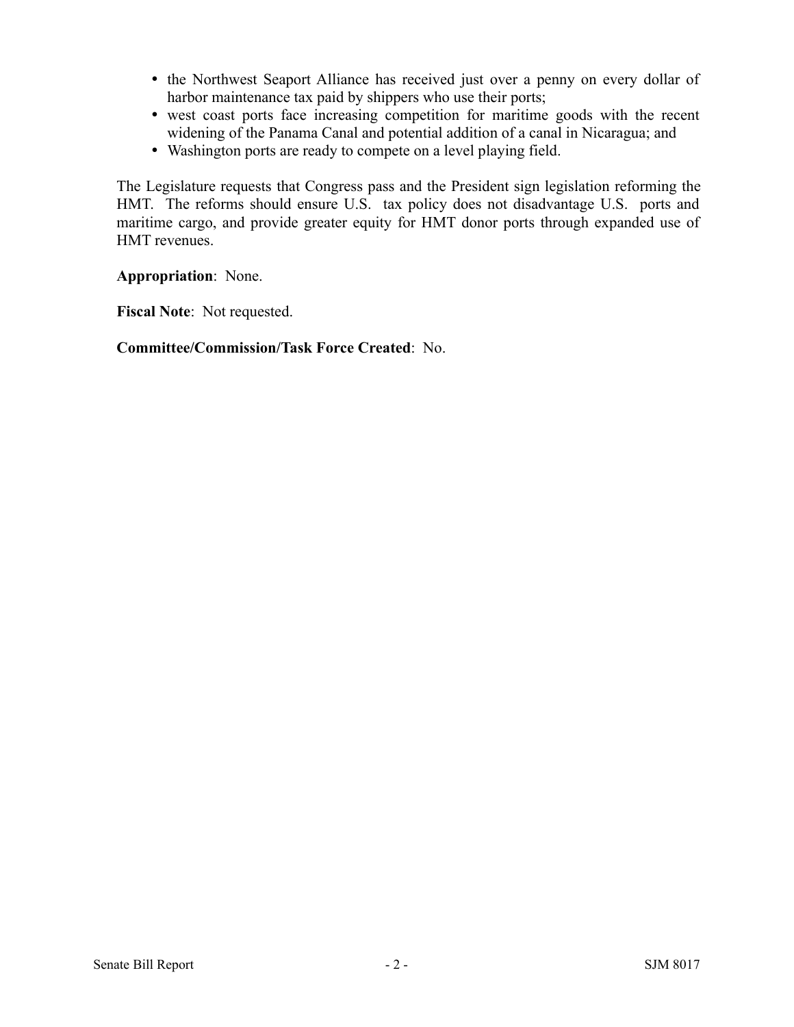- the Northwest Seaport Alliance has received just over a penny on every dollar of harbor maintenance tax paid by shippers who use their ports;
- west coast ports face increasing competition for maritime goods with the recent widening of the Panama Canal and potential addition of a canal in Nicaragua; and
- Washington ports are ready to compete on a level playing field.

The Legislature requests that Congress pass and the President sign legislation reforming the HMT. The reforms should ensure U.S. tax policy does not disadvantage U.S. ports and maritime cargo, and provide greater equity for HMT donor ports through expanded use of HMT revenues.

**Appropriation**: None.

**Fiscal Note**: Not requested.

**Committee/Commission/Task Force Created**: No.